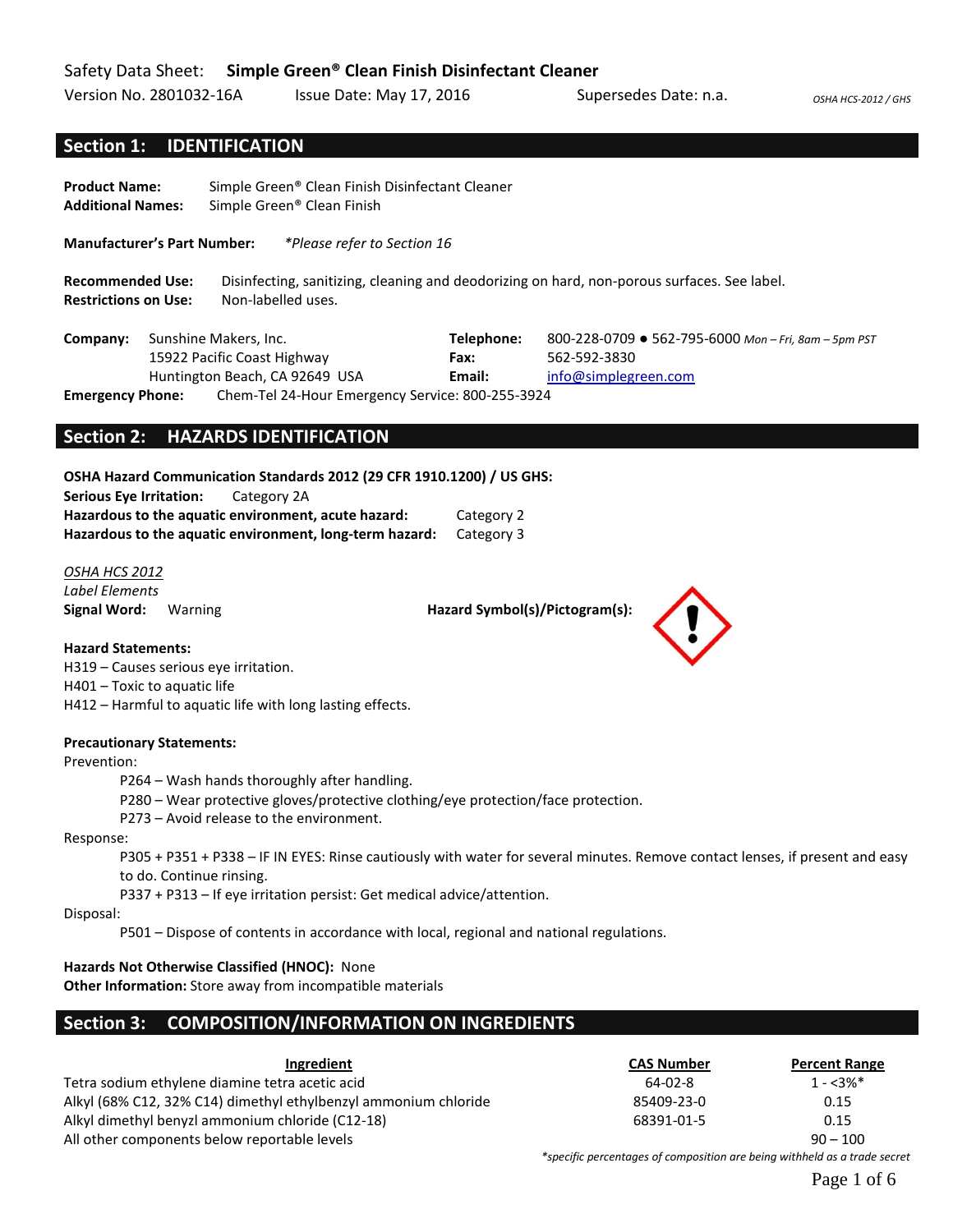Safety Data Sheet: **Simple Green® Clean Finish Disinfectant Cleaner**

Version No. 2801032-16A Issue Date: May 17, 2016 Supersedes Date: n.a. *OSHA HCS-2012 / GHS*

## Section 1: IDENTIFICATION

**Product Name:** Simple Green® Clean Finish Disinfectant Cleaner
**Additional Names:** Simple Green® Clean Finish

**Manufacturer's Part Number:** *\*Please refer to Section 16*

**Recommended Use:** Disinfecting, sanitizing, cleaning and deodorizing on hard, non-porous surfaces. See label.
**Restrictions on Use:** Non-labelled uses.

**Company:** Sunshine Makers, Inc.
15922 Pacific Coast Highway
Huntington Beach, CA 92649 USA

**Telephone:** 800-228-0709 ● 562-795-6000 *Mon – Fri, 8am – 5pm PST*
**Fax:** 562-592-3830
**Email:** info@simplegreen.com

**Emergency Phone:** Chem-Tel 24-Hour Emergency Service: 800-255-3924

## Section 2: HAZARDS IDENTIFICATION

**OSHA Hazard Communication Standards 2012 (29 CFR 1910.1200) / US GHS:**
**Serious Eye Irritation:** Category 2A
**Hazardous to the aquatic environment, acute hazard:** Category 2
**Hazardous to the aquatic environment, long-term hazard:** Category 3

*OSHA HCS 2012*
*Label Elements*
**Signal Word:** Warning **Hazard Symbol(s)/Pictogram(s):**

**Hazard Statements:**
H319 – Causes serious eye irritation.
H401 – Toxic to aquatic life
H412 – Harmful to aquatic life with long lasting effects.

**Precautionary Statements:**

Prevention:

- P264 – Wash hands thoroughly after handling.
- P280 – Wear protective gloves/protective clothing/eye protection/face protection.
- P273 – Avoid release to the environment.

Response:

- P305 + P351 + P338 – IF IN EYES: Rinse cautiously with water for several minutes. Remove contact lenses, if present and easy to do. Continue rinsing.
- P337 + P313 – If eye irritation persist: Get medical advice/attention.

Disposal:

- P501 – Dispose of contents in accordance with local, regional and national regulations.

**Hazards Not Otherwise Classified (HNOC):** None
**Other Information:** Store away from incompatible materials

## Section 3: COMPOSITION/INFORMATION ON INGREDIENTS

| Ingredient | CAS Number | Percent Range |
|---|---|---|
| Tetra sodium ethylene diamine tetra acetic acid | 64-02-8 | 1 - <3%* |
| Alkyl (68% C12, 32% C14) dimethyl ethylbenzyl ammonium chloride | 85409-23-0 | 0.15 |
| Alkyl dimethyl benyzl ammonium chloride (C12-18) | 68391-01-5 | 0.15 |
| All other components below reportable levels | | 90 – 100 |

*\*specific percentages of composition are being withheld as a trade secret*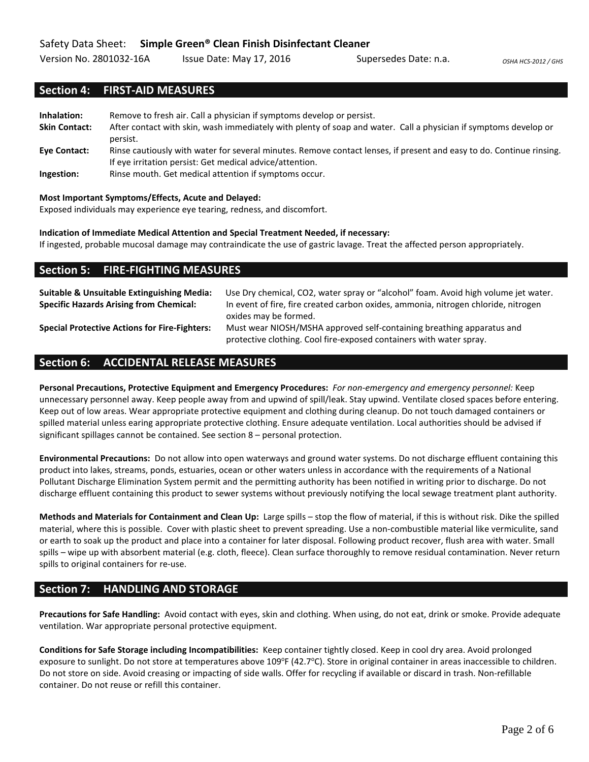## Section 4: FIRST-AID MEASURES

**Inhalation:** Remove to fresh air. Call a physician if symptoms develop or persist.

**Skin Contact:** After contact with skin, wash immediately with plenty of soap and water. Call a physician if symptoms develop or persist.

**Eye Contact:** Rinse cautiously with water for several minutes. Remove contact lenses, if present and easy to do. Continue rinsing. If eye irritation persist: Get medical advice/attention.

**Ingestion:** Rinse mouth. Get medical attention if symptoms occur.

**Most Important Symptoms/Effects, Acute and Delayed:**
Exposed individuals may experience eye tearing, redness, and discomfort.

**Indication of Immediate Medical Attention and Special Treatment Needed, if necessary:**
If ingested, probable mucosal damage may contraindicate the use of gastric lavage. Treat the affected person appropriately.

## Section 5: FIRE-FIGHTING MEASURES

**Suitable & Unsuitable Extinguishing Media:** Use Dry chemical, CO2, water spray or "alcohol" foam. Avoid high volume jet water.

**Specific Hazards Arising from Chemical:** In event of fire, fire created carbon oxides, ammonia, nitrogen chloride, nitrogen oxides may be formed.

**Special Protective Actions for Fire-Fighters:** Must wear NIOSH/MSHA approved self-containing breathing apparatus and protective clothing. Cool fire-exposed containers with water spray.

## Section 6: ACCIDENTAL RELEASE MEASURES

**Personal Precautions, Protective Equipment and Emergency Procedures:** *For non-emergency and emergency personnel:* Keep unnecessary personnel away. Keep people away from and upwind of spill/leak. Stay upwind. Ventilate closed spaces before entering. Keep out of low areas. Wear appropriate protective equipment and clothing during cleanup. Do not touch damaged containers or spilled material unless earing appropriate protective clothing. Ensure adequate ventilation. Local authorities should be advised if significant spillages cannot be contained. See section 8 – personal protection.

**Environmental Precautions:** Do not allow into open waterways and ground water systems. Do not discharge effluent containing this product into lakes, streams, ponds, estuaries, ocean or other waters unless in accordance with the requirements of a National Pollutant Discharge Elimination System permit and the permitting authority has been notified in writing prior to discharge. Do not discharge effluent containing this product to sewer systems without previously notifying the local sewage treatment plant authority.

**Methods and Materials for Containment and Clean Up:** Large spills – stop the flow of material, if this is without risk. Dike the spilled material, where this is possible. Cover with plastic sheet to prevent spreading. Use a non-combustible material like vermiculite, sand or earth to soak up the product and place into a container for later disposal. Following product recover, flush area with water. Small spills – wipe up with absorbent material (e.g. cloth, fleece). Clean surface thoroughly to remove residual contamination. Never return spills to original containers for re-use.

## Section 7: HANDLING AND STORAGE

**Precautions for Safe Handling:** Avoid contact with eyes, skin and clothing. When using, do not eat, drink or smoke. Provide adequate ventilation. War appropriate personal protective equipment.

**Conditions for Safe Storage including Incompatibilities:** Keep container tightly closed. Keep in cool dry area. Avoid prolonged exposure to sunlight. Do not store at temperatures above 109°F (42.7°C). Store in original container in areas inaccessible to children. Do not store on side. Avoid creasing or impacting of side walls. Offer for recycling if available or discard in trash. Non-refillable container. Do not reuse or refill this container.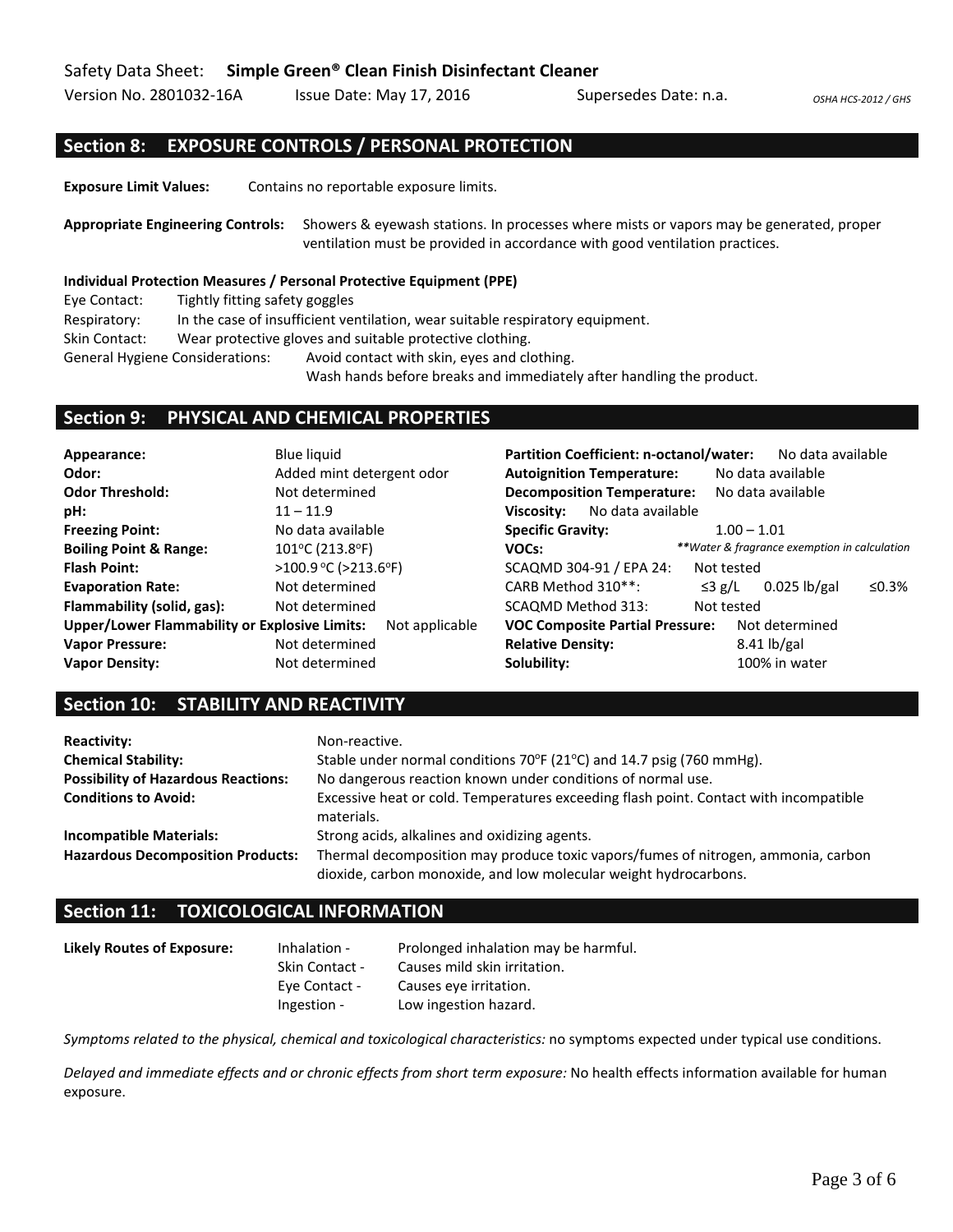## Section 8: EXPOSURE CONTROLS / PERSONAL PROTECTION

**Exposure Limit Values:** Contains no reportable exposure limits.

**Appropriate Engineering Controls:** Showers & eyewash stations. In processes where mists or vapors may be generated, proper ventilation must be provided in accordance with good ventilation practices.

**Individual Protection Measures / Personal Protective Equipment (PPE)**

Eye Contact: Tightly fitting safety goggles

Respiratory: In the case of insufficient ventilation, wear suitable respiratory equipment.

Skin Contact: Wear protective gloves and suitable protective clothing.

General Hygiene Considerations: Avoid contact with skin, eyes and clothing.
Wash hands before breaks and immediately after handling the product.

## Section 9: PHYSICAL AND CHEMICAL PROPERTIES

| | |
|---|---|
| **Appearance:** | Blue liquid |
| **Odor:** | Added mint detergent odor |
| **Odor Threshold:** | Not determined |
| **pH:** | 11 – 11.9 |
| **Freezing Point:** | No data available |
| **Boiling Point & Range:** | 101°C (213.8°F) |
| **Flash Point:** | >100.9 °C (>213.6°F) |
| **Evaporation Rate:** | Not determined |
| **Flammability (solid, gas):** | Not determined |
| **Upper/Lower Flammability or Explosive Limits:** | Not applicable |
| **Vapor Pressure:** | Not determined |
| **Vapor Density:** | Not determined |
| **Partition Coefficient: n-octanol/water:** | No data available |
| **Autoignition Temperature:** | No data available |
| **Decomposition Temperature:** | No data available |
| **Viscosity:** | No data available |
| **Specific Gravity:** | 1.00 – 1.01 |
| **VOCs:** | *\*\*Water & fragrance exemption in calculation* |
| SCAQMD 304-91 / EPA 24: | Not tested |
| CARB Method 310\*\*: | ≤3 g/L 0.025 lb/gal ≤0.3% |
| SCAQMD Method 313: | Not tested |
| **VOC Composite Partial Pressure:** | Not determined |
| **Relative Density:** | 8.41 lb/gal |
| **Solubility:** | 100% in water |

## Section 10: STABILITY AND REACTIVITY

**Reactivity:** Non-reactive.

**Chemical Stability:** Stable under normal conditions 70°F (21°C) and 14.7 psig (760 mmHg).

**Possibility of Hazardous Reactions:** No dangerous reaction known under conditions of normal use.

**Conditions to Avoid:** Excessive heat or cold. Temperatures exceeding flash point. Contact with incompatible materials.

**Incompatible Materials:** Strong acids, alkalines and oxidizing agents.

**Hazardous Decomposition Products:** Thermal decomposition may produce toxic vapors/fumes of nitrogen, ammonia, carbon dioxide, carbon monoxide, and low molecular weight hydrocarbons.

## Section 11: TOXICOLOGICAL INFORMATION

**Likely Routes of Exposure:**

- Inhalation - Prolonged inhalation may be harmful.
- Skin Contact - Causes mild skin irritation.
- Eye Contact - Causes eye irritation.
- Ingestion - Low ingestion hazard.

*Symptoms related to the physical, chemical and toxicological characteristics:* no symptoms expected under typical use conditions.

*Delayed and immediate effects and or chronic effects from short term exposure:* No health effects information available for human exposure.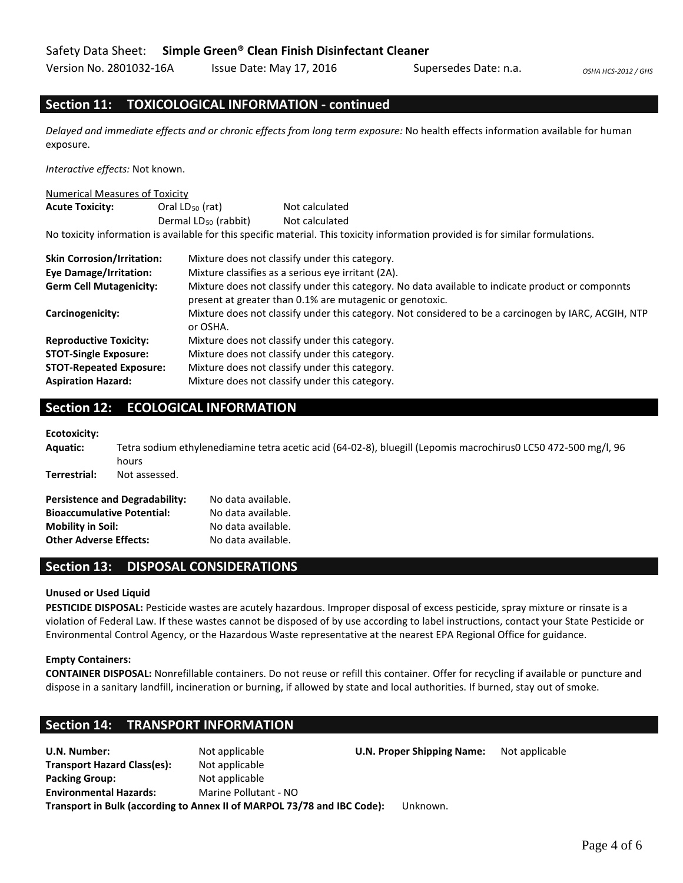## Section 11: TOXICOLOGICAL INFORMATION - continued

*Delayed and immediate effects and or chronic effects from long term exposure:* No health effects information available for human exposure.

*Interactive effects:* Not known.

Numerical Measures of Toxicity

| **Acute Toxicity:** | Oral $LD_{50}$ (rat) | Not calculated |
|---|---|---|
| | Dermal $LD_{50}$ (rabbit) | Not calculated |

No toxicity information is available for this specific material. This toxicity information provided is for similar formulations.

| | |
|---|---|
| **Skin Corrosion/Irritation:** | Mixture does not classify under this category. |
| **Eye Damage/Irritation:** | Mixture classifies as a serious eye irritant (2A). |
| **Germ Cell Mutagenicity:** | Mixture does not classify under this category. No data available to indicate product or componnts present at greater than 0.1% are mutagenic or genotoxic. |
| **Carcinogenicity:** | Mixture does not classify under this category. Not considered to be a carcinogen by IARC, ACGIH, NTP or OSHA. |
| **Reproductive Toxicity:** | Mixture does not classify under this category. |
| **STOT-Single Exposure:** | Mixture does not classify under this category. |
| **STOT-Repeated Exposure:** | Mixture does not classify under this category. |
| **Aspiration Hazard:** | Mixture does not classify under this category. |

## Section 12: ECOLOGICAL INFORMATION

**Ecotoxicity:**

**Aquatic:** Tetra sodium ethylenediamine tetra acetic acid (64-02-8), bluegill (Lepomis macrochirus0 LC50 472-500 mg/l, 96 hours

**Terrestrial:** Not assessed.

| | |
|---|---|
| **Persistence and Degradability:** | No data available. |
| **Bioaccumulative Potential:** | No data available. |
| **Mobility in Soil:** | No data available. |
| **Other Adverse Effects:** | No data available. |

## Section 13: DISPOSAL CONSIDERATIONS

**Unused or Used Liquid**

**PESTICIDE DISPOSAL:** Pesticide wastes are acutely hazardous. Improper disposal of excess pesticide, spray mixture or rinsate is a violation of Federal Law. If these wastes cannot be disposed of by use according to label instructions, contact your State Pesticide or Environmental Control Agency, or the Hazardous Waste representative at the nearest EPA Regional Office for guidance.

**Empty Containers:**

**CONTAINER DISPOSAL:** Nonrefillable containers. Do not reuse or refill this container. Offer for recycling if available or puncture and dispose in a sanitary landfill, incineration or burning, if allowed by state and local authorities. If burned, stay out of smoke.

## Section 14: TRANSPORT INFORMATION

| | | | |
|---|---|---|---|
| **U.N. Number:** | Not applicable | **U.N. Proper Shipping Name:** | Not applicable |
| **Transport Hazard Class(es):** | Not applicable | | |
| **Packing Group:** | Not applicable | | |
| **Environmental Hazards:** | Marine Pollutant - NO | | |

**Transport in Bulk (according to Annex II of MARPOL 73/78 and IBC Code):** Unknown.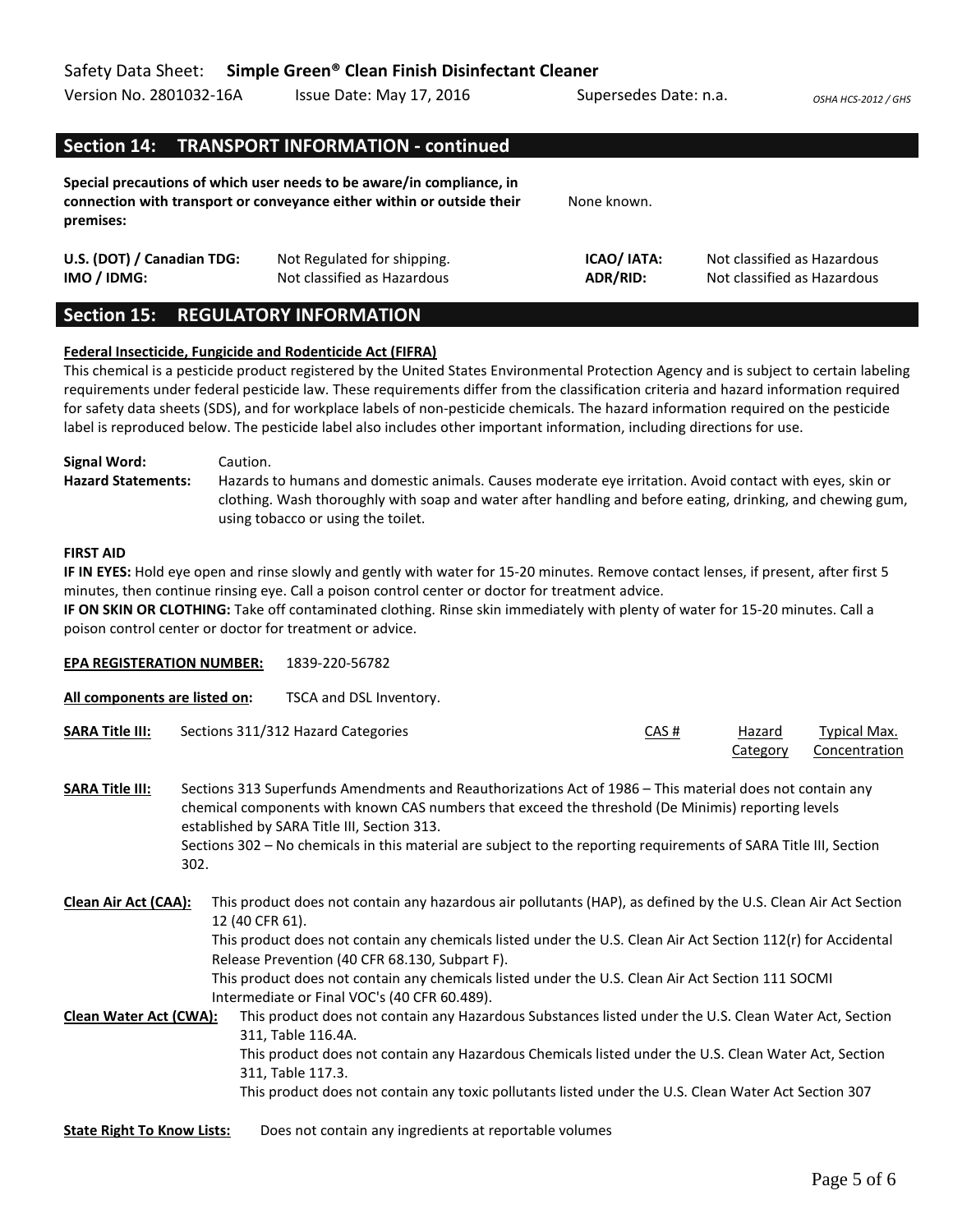## Section 14: TRANSPORT INFORMATION - continued

**Special precautions of which user needs to be aware/in compliance, in connection with transport or conveyance either within or outside their premises:** None known.

| | | | |
|---|---|---|---|
| **U.S. (DOT) / Canadian TDG:** | Not Regulated for shipping. | **ICAO/ IATA:** | Not classified as Hazardous |
| **IMO / IDMG:** | Not classified as Hazardous | **ADR/RID:** | Not classified as Hazardous |

## Section 15: REGULATORY INFORMATION

**Federal Insecticide, Fungicide and Rodenticide Act (FIFRA)**

This chemical is a pesticide product registered by the United States Environmental Protection Agency and is subject to certain labeling requirements under federal pesticide law. These requirements differ from the classification criteria and hazard information required for safety data sheets (SDS), and for workplace labels of non-pesticide chemicals. The hazard information required on the pesticide label is reproduced below. The pesticide label also includes other important information, including directions for use.

**Signal Word:** Caution.

**Hazard Statements:** Hazards to humans and domestic animals. Causes moderate eye irritation. Avoid contact with eyes, skin or clothing. Wash thoroughly with soap and water after handling and before eating, drinking, and chewing gum, using tobacco or using the toilet.

**FIRST AID**

**IF IN EYES:** Hold eye open and rinse slowly and gently with water for 15-20 minutes. Remove contact lenses, if present, after first 5 minutes, then continue rinsing eye. Call a poison control center or doctor for treatment advice.

**IF ON SKIN OR CLOTHING:** Take off contaminated clothing. Rinse skin immediately with plenty of water for 15-20 minutes. Call a poison control center or doctor for treatment or advice.

**EPA REGISTERATION NUMBER:** 1839-220-56782

**All components are listed on:** TSCA and DSL Inventory.

| **SARA Title III:** Sections 311/312 Hazard Categories | CAS # | Hazard Category | Typical Max. Concentration |
|---|---|---|---|

**SARA Title III:** Sections 313 Superfunds Amendments and Reauthorizations Act of 1986 – This material does not contain any chemical components with known CAS numbers that exceed the threshold (De Minimis) reporting levels established by SARA Title III, Section 313.
Sections 302 – No chemicals in this material are subject to the reporting requirements of SARA Title III, Section 302.

**Clean Air Act (CAA):** This product does not contain any hazardous air pollutants (HAP), as defined by the U.S. Clean Air Act Section 12 (40 CFR 61).
This product does not contain any chemicals listed under the U.S. Clean Air Act Section 112(r) for Accidental Release Prevention (40 CFR 68.130, Subpart F).
This product does not contain any chemicals listed under the U.S. Clean Air Act Section 111 SOCMI Intermediate or Final VOC's (40 CFR 60.489).

**Clean Water Act (CWA):** This product does not contain any Hazardous Substances listed under the U.S. Clean Water Act, Section 311, Table 116.4A.
This product does not contain any Hazardous Chemicals listed under the U.S. Clean Water Act, Section 311, Table 117.3.
This product does not contain any toxic pollutants listed under the U.S. Clean Water Act Section 307

**State Right To Know Lists:** Does not contain any ingredients at reportable volumes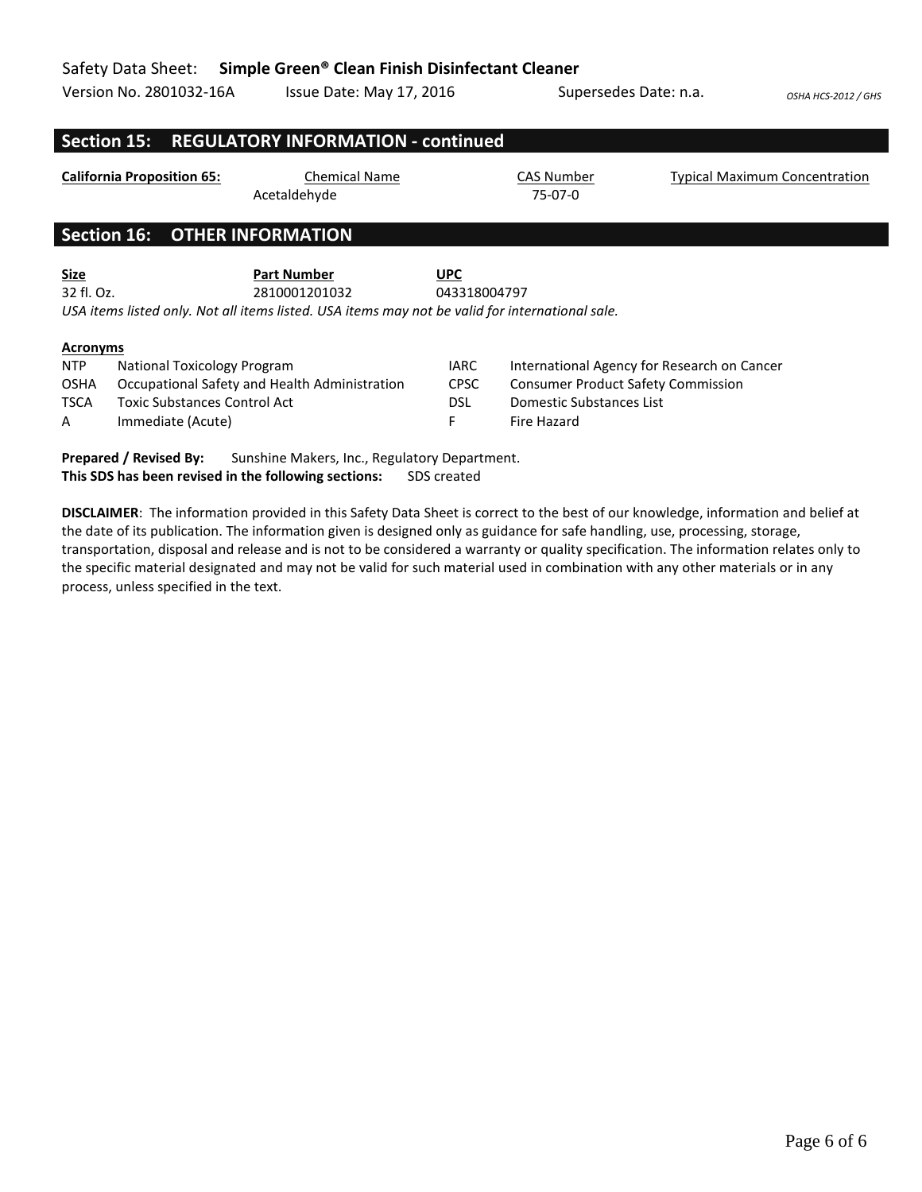## Section 15: REGULATORY INFORMATION - continued

**California Proposition 65:**

| Chemical Name | CAS Number | Typical Maximum Concentration |
|---|---|---|
| Acetaldehyde | 75-07-0 | |

## Section 16: OTHER INFORMATION

| Size | Part Number | UPC |
|---|---|---|
| 32 fl. Oz. | 2810001201032 | 043318004797 |

*USA items listed only. Not all items listed. USA items may not be valid for international sale.*

**Acronyms**

| | | | |
|---|---|---|---|
| NTP | National Toxicology Program | IARC | International Agency for Research on Cancer |
| OSHA | Occupational Safety and Health Administration | CPSC | Consumer Product Safety Commission |
| TSCA | Toxic Substances Control Act | DSL | Domestic Substances List |
| A | Immediate (Acute) | F | Fire Hazard |

**Prepared / Revised By:** Sunshine Makers, Inc., Regulatory Department.

**This SDS has been revised in the following sections:** SDS created

**DISCLAIMER**: The information provided in this Safety Data Sheet is correct to the best of our knowledge, information and belief at the date of its publication. The information given is designed only as guidance for safe handling, use, processing, storage, transportation, disposal and release and is not to be considered a warranty or quality specification. The information relates only to the specific material designated and may not be valid for such material used in combination with any other materials or in any process, unless specified in the text.